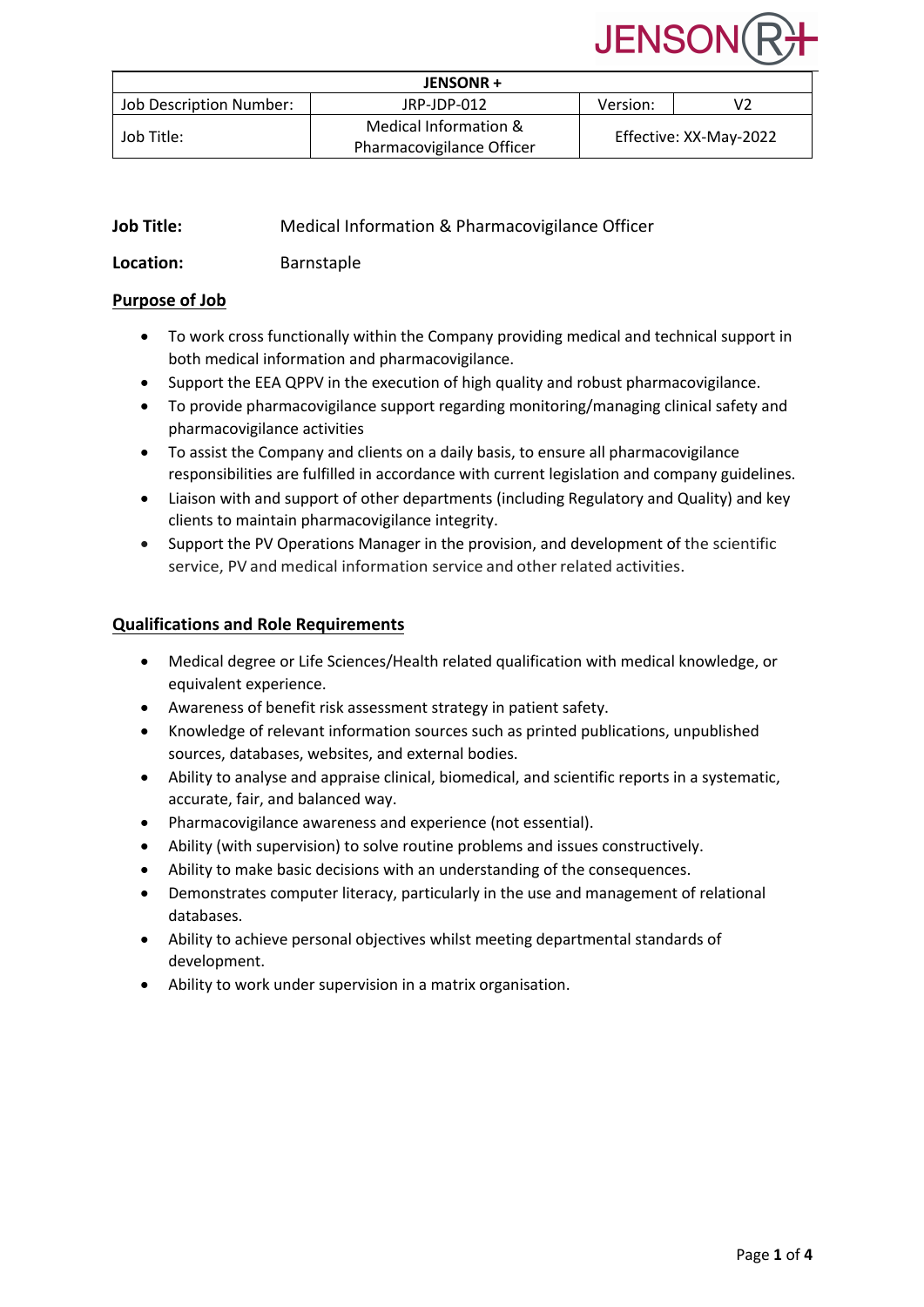| JENSONR + | | | |
|---|---|---|---|
| Job Description Number: | JRP-JDP-012 | Version: | V2 |
| Job Title: | Medical Information & Pharmacovigilance Officer | Effective: XX-May-2022 | |

**Job Title:** Medical Information & Pharmacovigilance Officer

**Location:** Barnstaple

## Purpose of Job

- To work cross functionally within the Company providing medical and technical support in both medical information and pharmacovigilance.
- Support the EEA QPPV in the execution of high quality and robust pharmacovigilance.
- To provide pharmacovigilance support regarding monitoring/managing clinical safety and pharmacovigilance activities
- To assist the Company and clients on a daily basis, to ensure all pharmacovigilance responsibilities are fulfilled in accordance with current legislation and company guidelines.
- Liaison with and support of other departments (including Regulatory and Quality) and key clients to maintain pharmacovigilance integrity.
- Support the PV Operations Manager in the provision, and development of the scientific service, PV and medical information service and other related activities.

## Qualifications and Role Requirements

- Medical degree or Life Sciences/Health related qualification with medical knowledge, or equivalent experience.
- Awareness of benefit risk assessment strategy in patient safety.
- Knowledge of relevant information sources such as printed publications, unpublished sources, databases, websites, and external bodies.
- Ability to analyse and appraise clinical, biomedical, and scientific reports in a systematic, accurate, fair, and balanced way.
- Pharmacovigilance awareness and experience (not essential).
- Ability (with supervision) to solve routine problems and issues constructively.
- Ability to make basic decisions with an understanding of the consequences.
- Demonstrates computer literacy, particularly in the use and management of relational databases.
- Ability to achieve personal objectives whilst meeting departmental standards of development.
- Ability to work under supervision in a matrix organisation.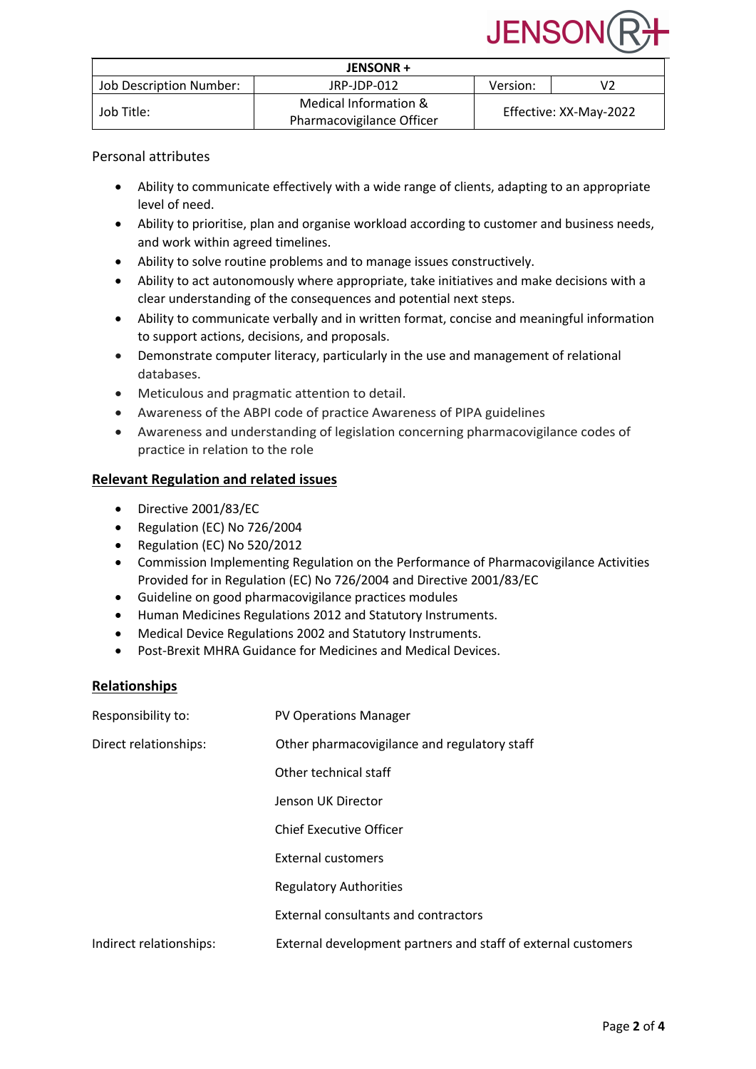| JENSONR + | | | |
|---|---|---|---|
| Job Description Number: | JRP-JDP-012 | Version: | V2 |
| Job Title: | Medical Information & Pharmacovigilance Officer | Effective: XX-May-2022 | |

Personal attributes

- Ability to communicate effectively with a wide range of clients, adapting to an appropriate level of need.
- Ability to prioritise, plan and organise workload according to customer and business needs, and work within agreed timelines.
- Ability to solve routine problems and to manage issues constructively.
- Ability to act autonomously where appropriate, take initiatives and make decisions with a clear understanding of the consequences and potential next steps.
- Ability to communicate verbally and in written format, concise and meaningful information to support actions, decisions, and proposals.
- Demonstrate computer literacy, particularly in the use and management of relational databases.
- Meticulous and pragmatic attention to detail.
- Awareness of the ABPI code of practice Awareness of PIPA guidelines
- Awareness and understanding of legislation concerning pharmacovigilance codes of practice in relation to the role

## Relevant Regulation and related issues

- Directive 2001/83/EC
- Regulation (EC) No 726/2004
- Regulation (EC) No 520/2012
- Commission Implementing Regulation on the Performance of Pharmacovigilance Activities Provided for in Regulation (EC) No 726/2004 and Directive 2001/83/EC
- Guideline on good pharmacovigilance practices modules
- Human Medicines Regulations 2012 and Statutory Instruments.
- Medical Device Regulations 2002 and Statutory Instruments.
- Post-Brexit MHRA Guidance for Medicines and Medical Devices.

## Relationships

Responsibility to: PV Operations Manager

Direct relationships:
- Other pharmacovigilance and regulatory staff
- Other technical staff
- Jenson UK Director
- Chief Executive Officer
- External customers
- Regulatory Authorities
- External consultants and contractors

Indirect relationships: External development partners and staff of external customers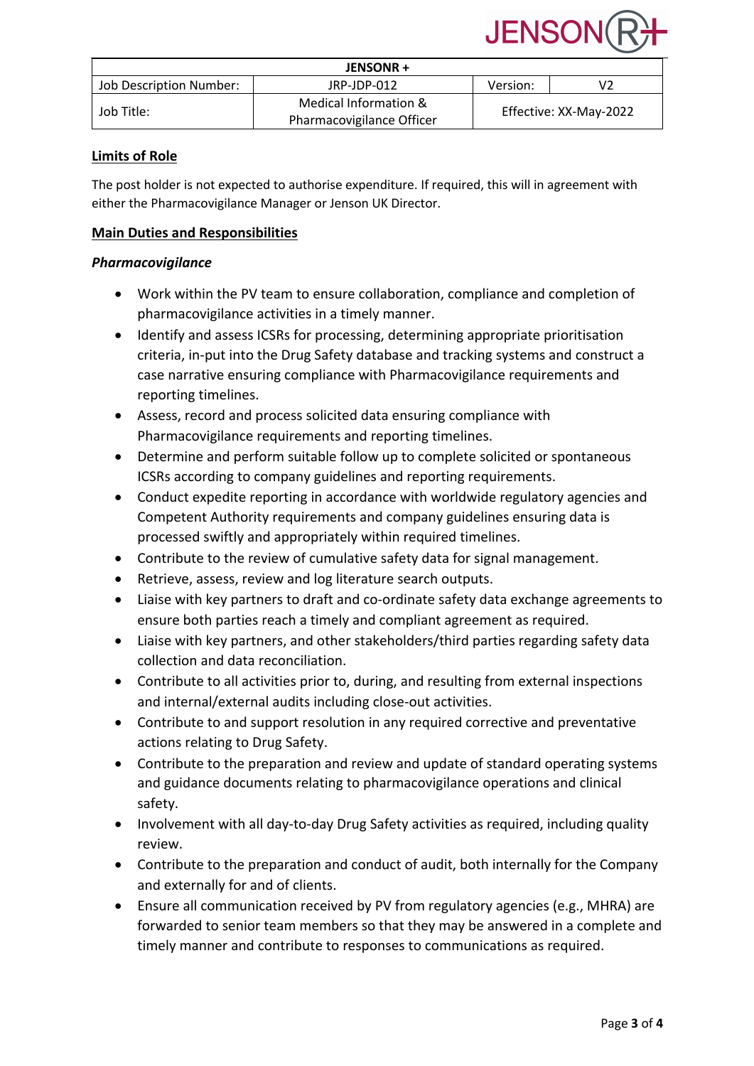| JENSONR + | | | |
|---|---|---|---|
| Job Description Number: | JRP-JDP-012 | Version: | V2 |
| Job Title: | Medical Information & Pharmacovigilance Officer | Effective: XX-May-2022 | |

## Limits of Role

The post holder is not expected to authorise expenditure. If required, this will in agreement with either the Pharmacovigilance Manager or Jenson UK Director.

## Main Duties and Responsibilities

### *Pharmacovigilance*

- Work within the PV team to ensure collaboration, compliance and completion of pharmacovigilance activities in a timely manner.
- Identify and assess ICSRs for processing, determining appropriate prioritisation criteria, in-put into the Drug Safety database and tracking systems and construct a case narrative ensuring compliance with Pharmacovigilance requirements and reporting timelines.
- Assess, record and process solicited data ensuring compliance with Pharmacovigilance requirements and reporting timelines.
- Determine and perform suitable follow up to complete solicited or spontaneous ICSRs according to company guidelines and reporting requirements.
- Conduct expedite reporting in accordance with worldwide regulatory agencies and Competent Authority requirements and company guidelines ensuring data is processed swiftly and appropriately within required timelines.
- Contribute to the review of cumulative safety data for signal management.
- Retrieve, assess, review and log literature search outputs.
- Liaise with key partners to draft and co-ordinate safety data exchange agreements to ensure both parties reach a timely and compliant agreement as required.
- Liaise with key partners, and other stakeholders/third parties regarding safety data collection and data reconciliation.
- Contribute to all activities prior to, during, and resulting from external inspections and internal/external audits including close-out activities.
- Contribute to and support resolution in any required corrective and preventative actions relating to Drug Safety.
- Contribute to the preparation and review and update of standard operating systems and guidance documents relating to pharmacovigilance operations and clinical safety.
- Involvement with all day-to-day Drug Safety activities as required, including quality review.
- Contribute to the preparation and conduct of audit, both internally for the Company and externally for and of clients.
- Ensure all communication received by PV from regulatory agencies (e.g., MHRA) are forwarded to senior team members so that they may be answered in a complete and timely manner and contribute to responses to communications as required.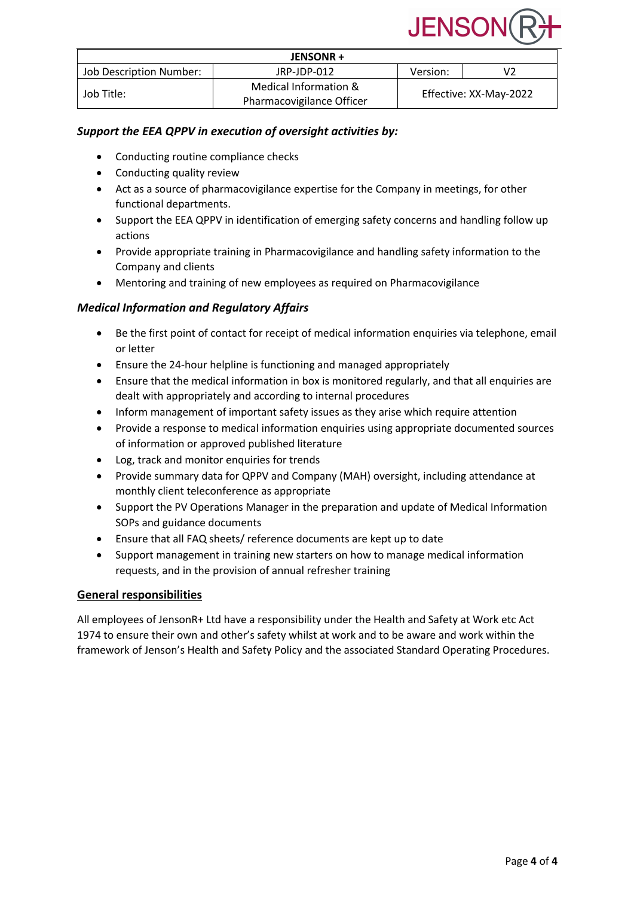| JENSONR + | | | |
|---|---|---|---|
| Job Description Number: | JRP-JDP-012 | Version: | V2 |
| Job Title: | Medical Information & Pharmacovigilance Officer | Effective: XX-May-2022 | |

***Support the EEA QPPV in execution of oversight activities by:***

- Conducting routine compliance checks
- Conducting quality review
- Act as a source of pharmacovigilance expertise for the Company in meetings, for other functional departments.
- Support the EEA QPPV in identification of emerging safety concerns and handling follow up actions
- Provide appropriate training in Pharmacovigilance and handling safety information to the Company and clients
- Mentoring and training of new employees as required on Pharmacovigilance

***Medical Information and Regulatory Affairs***

- Be the first point of contact for receipt of medical information enquiries via telephone, email or letter
- Ensure the 24-hour helpline is functioning and managed appropriately
- Ensure that the medical information in box is monitored regularly, and that all enquiries are dealt with appropriately and according to internal procedures
- Inform management of important safety issues as they arise which require attention
- Provide a response to medical information enquiries using appropriate documented sources of information or approved published literature
- Log, track and monitor enquiries for trends
- Provide summary data for QPPV and Company (MAH) oversight, including attendance at monthly client teleconference as appropriate
- Support the PV Operations Manager in the preparation and update of Medical Information SOPs and guidance documents
- Ensure that all FAQ sheets/ reference documents are kept up to date
- Support management in training new starters on how to manage medical information requests, and in the provision of annual refresher training

**General responsibilities**

All employees of JensonR+ Ltd have a responsibility under the Health and Safety at Work etc Act 1974 to ensure their own and other's safety whilst at work and to be aware and work within the framework of Jenson's Health and Safety Policy and the associated Standard Operating Procedures.